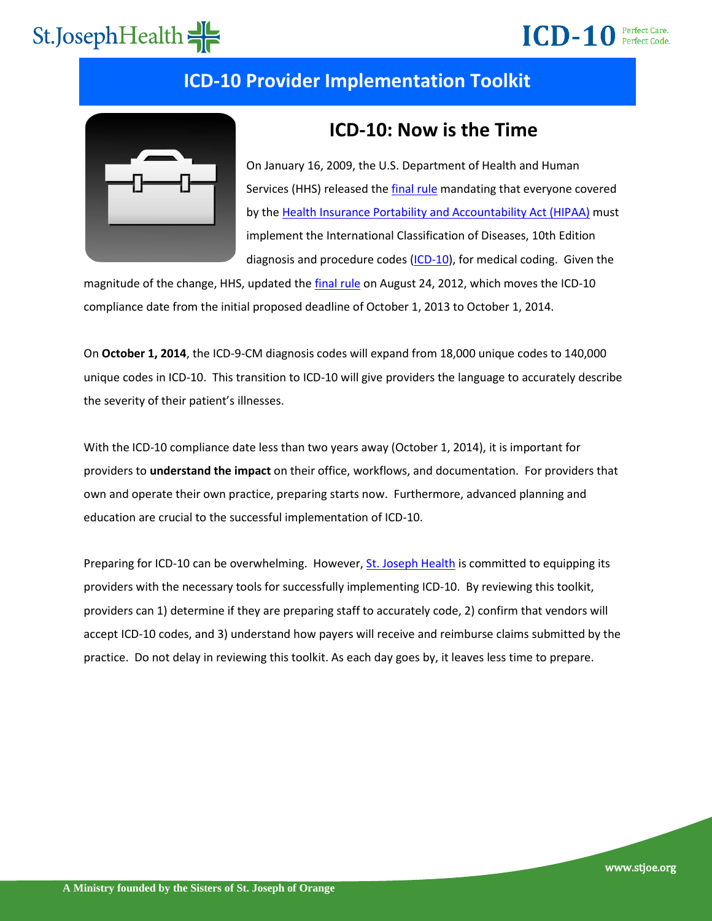# ICD-10 Provider Implementation Toolkit

## ICD-10: Now is the Time

On January 16, 2009, the U.S. Department of Health and Human Services (HHS) released the final rule mandating that everyone covered by the Health Insurance Portability and Accountability Act (HIPAA) must implement the International Classification of Diseases, 10th Edition diagnosis and procedure codes (ICD-10), for medical coding. Given the magnitude of the change, HHS, updated the final rule on August 24, 2012, which moves the ICD-10 compliance date from the initial proposed deadline of October 1, 2013 to October 1, 2014.

On **October 1, 2014**, the ICD-9-CM diagnosis codes will expand from 18,000 unique codes to 140,000 unique codes in ICD-10. This transition to ICD-10 will give providers the language to accurately describe the severity of their patient's illnesses.

With the ICD-10 compliance date less than two years away (October 1, 2014), it is important for providers to **understand the impact** on their office, workflows, and documentation. For providers that own and operate their own practice, preparing starts now. Furthermore, advanced planning and education are crucial to the successful implementation of ICD-10.

Preparing for ICD-10 can be overwhelming. However, St. Joseph Health is committed to equipping its providers with the necessary tools for successfully implementing ICD-10. By reviewing this toolkit, providers can 1) determine if they are preparing staff to accurately code, 2) confirm that vendors will accept ICD-10 codes, and 3) understand how payers will receive and reimburse claims submitted by the practice. Do not delay in reviewing this toolkit. As each day goes by, it leaves less time to prepare.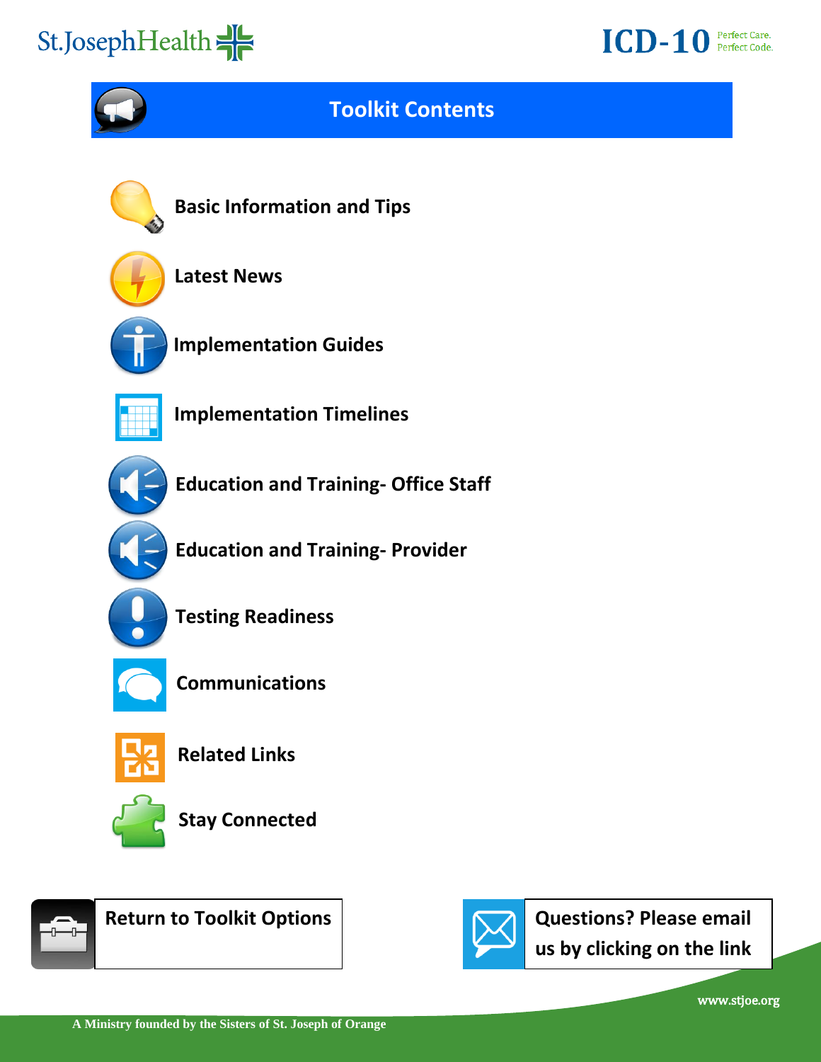# Toolkit Contents

- Basic Information and Tips
- Latest News
- Implementation Guides
- Implementation Timelines
- Education and Training- Office Staff
- Education and Training- Provider
- Testing Readiness
- Communications
- Related Links
- Stay Connected

**Return to Toolkit Options**

**Questions? Please email us by clicking on the link**

www.stjoe.org

A Ministry founded by the Sisters of St. Joseph of Orange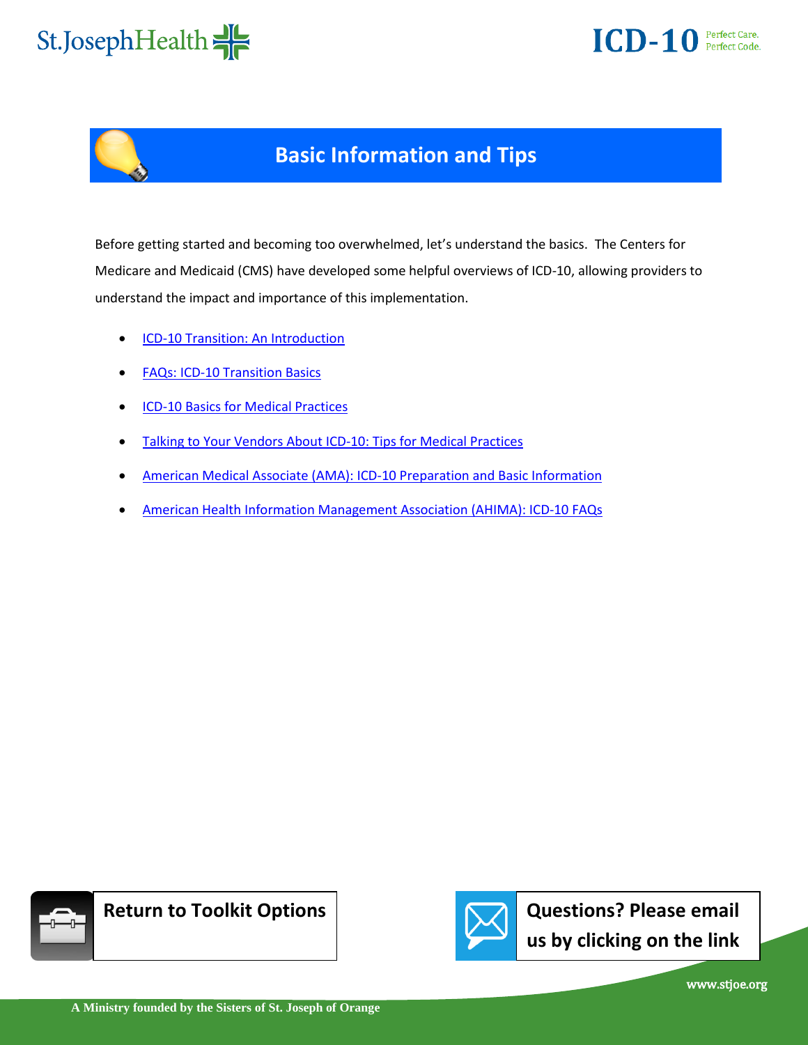## Basic Information and Tips

Before getting started and becoming too overwhelmed, let's understand the basics. The Centers for Medicare and Medicaid (CMS) have developed some helpful overviews of ICD-10, allowing providers to understand the impact and importance of this implementation.

- ICD-10 Transition: An Introduction
- FAQs: ICD-10 Transition Basics
- ICD-10 Basics for Medical Practices
- Talking to Your Vendors About ICD-10: Tips for Medical Practices
- American Medical Associate (AMA): ICD-10 Preparation and Basic Information
- American Health Information Management Association (AHIMA): ICD-10 FAQs

**Return to Toolkit Options**

**Questions? Please email us by clicking on the link**

www.stjoe.org

A Ministry founded by the Sisters of St. Joseph of Orange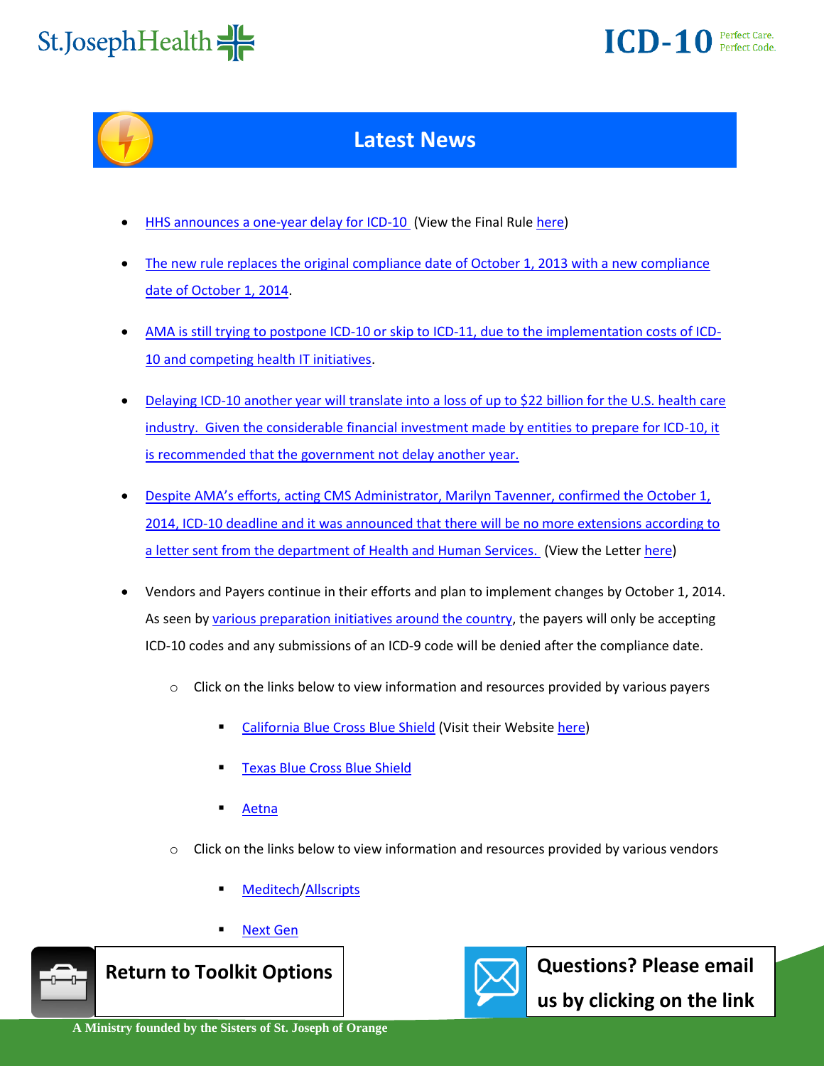# Latest News

- HHS announces a one-year delay for ICD-10 (View the Final Rule here)
- The new rule replaces the original compliance date of October 1, 2013 with a new compliance date of October 1, 2014.
- AMA is still trying to postpone ICD-10 or skip to ICD-11, due to the implementation costs of ICD-10 and competing health IT initiatives.
- Delaying ICD-10 another year will translate into a loss of up to $22 billion for the U.S. health care industry. Given the considerable financial investment made by entities to prepare for ICD-10, it is recommended that the government not delay another year.
- Despite AMA's efforts, acting CMS Administrator, Marilyn Tavenner, confirmed the October 1, 2014, ICD-10 deadline and it was announced that there will be no more extensions according to a letter sent from the department of Health and Human Services. (View the Letter here)
- Vendors and Payers continue in their efforts and plan to implement changes by October 1, 2014. As seen by various preparation initiatives around the country, the payers will only be accepting ICD-10 codes and any submissions of an ICD-9 code will be denied after the compliance date.
  - Click on the links below to view information and resources provided by various payers
    - California Blue Cross Blue Shield (Visit their Website here)
    - Texas Blue Cross Blue Shield
    - Aetna
  - Click on the links below to view information and resources provided by various vendors
    - Meditech/Allscripts
    - Next Gen

**Return to Toolkit Options**

**Questions? Please email us by clicking on the link**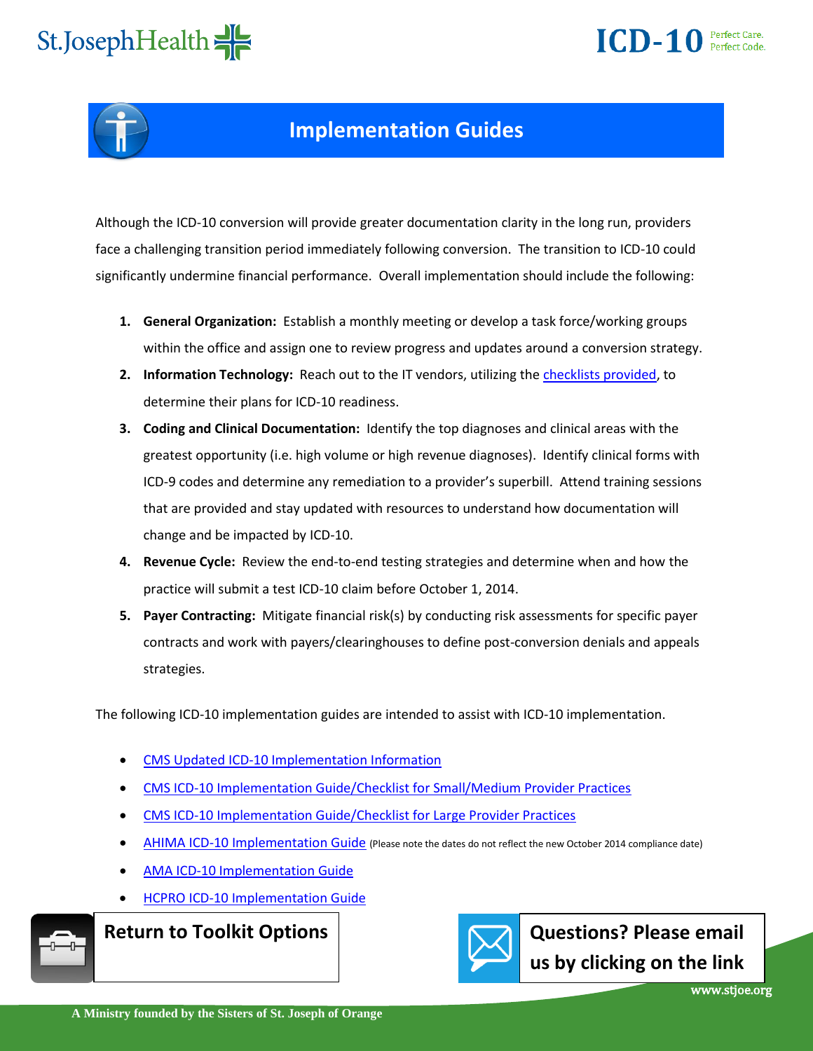# Implementation Guides

Although the ICD-10 conversion will provide greater documentation clarity in the long run, providers face a challenging transition period immediately following conversion. The transition to ICD-10 could significantly undermine financial performance. Overall implementation should include the following:

1. **General Organization:** Establish a monthly meeting or develop a task force/working groups within the office and assign one to review progress and updates around a conversion strategy.
2. **Information Technology:** Reach out to the IT vendors, utilizing the checklists provided, to determine their plans for ICD-10 readiness.
3. **Coding and Clinical Documentation:** Identify the top diagnoses and clinical areas with the greatest opportunity (i.e. high volume or high revenue diagnoses). Identify clinical forms with ICD-9 codes and determine any remediation to a provider's superbill. Attend training sessions that are provided and stay updated with resources to understand how documentation will change and be impacted by ICD-10.
4. **Revenue Cycle:** Review the end-to-end testing strategies and determine when and how the practice will submit a test ICD-10 claim before October 1, 2014.
5. **Payer Contracting:** Mitigate financial risk(s) by conducting risk assessments for specific payer contracts and work with payers/clearinghouses to define post-conversion denials and appeals strategies.

The following ICD-10 implementation guides are intended to assist with ICD-10 implementation.

- CMS Updated ICD-10 Implementation Information
- CMS ICD-10 Implementation Guide/Checklist for Small/Medium Provider Practices
- CMS ICD-10 Implementation Guide/Checklist for Large Provider Practices
- AHIMA ICD-10 Implementation Guide (Please note the dates do not reflect the new October 2014 compliance date)
- AMA ICD-10 Implementation Guide
- HCPRO ICD-10 Implementation Guide

**Return to Toolkit Options**

**Questions? Please email us by clicking on the link**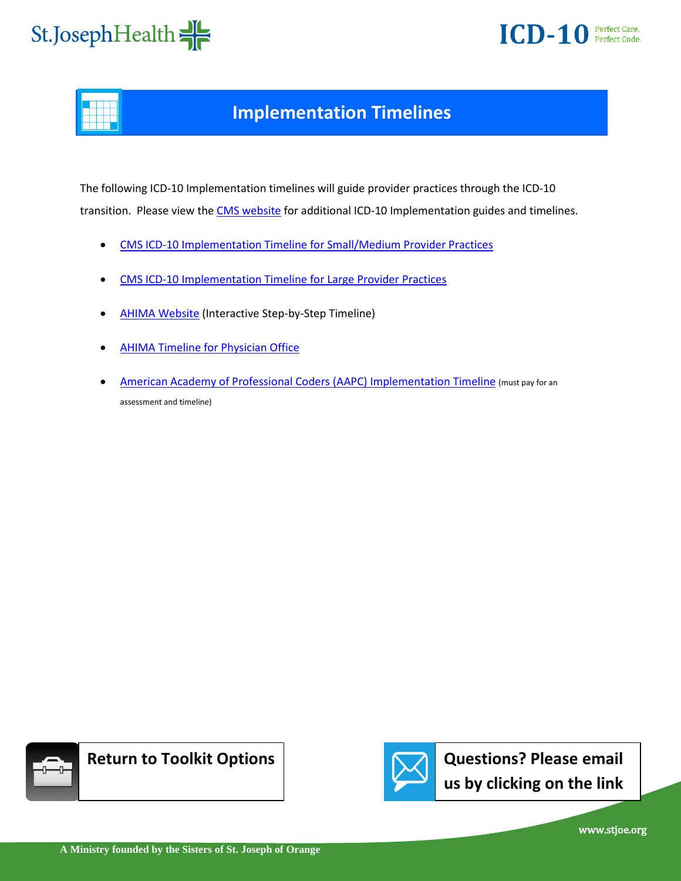# Implementation Timelines

The following ICD-10 Implementation timelines will guide provider practices through the ICD-10 transition. Please view the CMS website for additional ICD-10 Implementation guides and timelines.

- CMS ICD-10 Implementation Timeline for Small/Medium Provider Practices
- CMS ICD-10 Implementation Timeline for Large Provider Practices
- AHIMA Website (Interactive Step-by-Step Timeline)
- AHIMA Timeline for Physician Office
- American Academy of Professional Coders (AAPC) Implementation Timeline (must pay for an assessment and timeline)

**Return to Toolkit Options**

**Questions? Please email us by clicking on the link**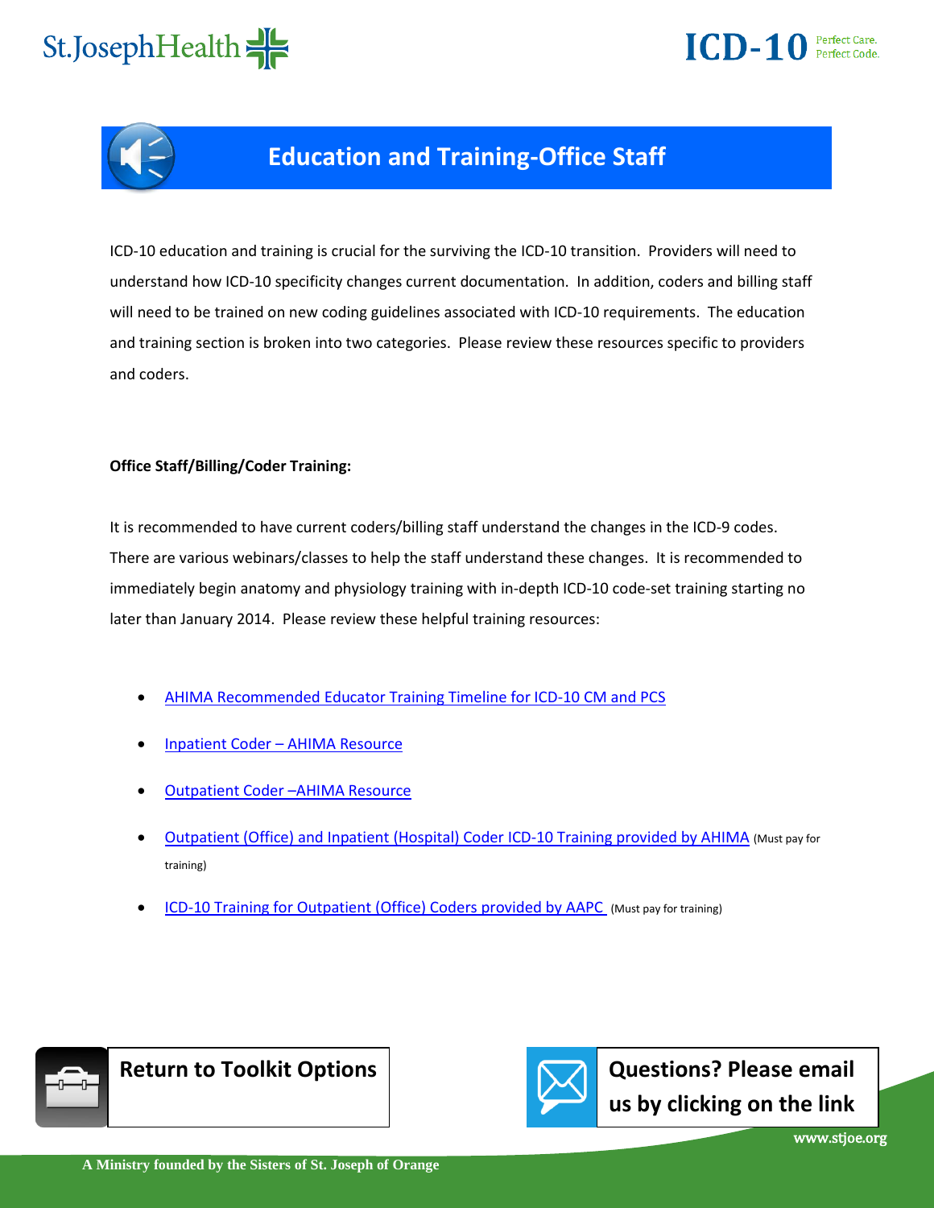# Education and Training-Office Staff

ICD-10 education and training is crucial for the surviving the ICD-10 transition. Providers will need to understand how ICD-10 specificity changes current documentation. In addition, coders and billing staff will need to be trained on new coding guidelines associated with ICD-10 requirements. The education and training section is broken into two categories. Please review these resources specific to providers and coders.

**Office Staff/Billing/Coder Training:**

It is recommended to have current coders/billing staff understand the changes in the ICD-9 codes. There are various webinars/classes to help the staff understand these changes. It is recommended to immediately begin anatomy and physiology training with in-depth ICD-10 code-set training starting no later than January 2014. Please review these helpful training resources:

- AHIMA Recommended Educator Training Timeline for ICD-10 CM and PCS
- Inpatient Coder – AHIMA Resource
- Outpatient Coder –AHIMA Resource
- Outpatient (Office) and Inpatient (Hospital) Coder ICD-10 Training provided by AHIMA (Must pay for training)
- ICD-10 Training for Outpatient (Office) Coders provided by AAPC (Must pay for training)

**Return to Toolkit Options**

**Questions? Please email us by clicking on the link**

www.stjoe.org

A Ministry founded by the Sisters of St. Joseph of Orange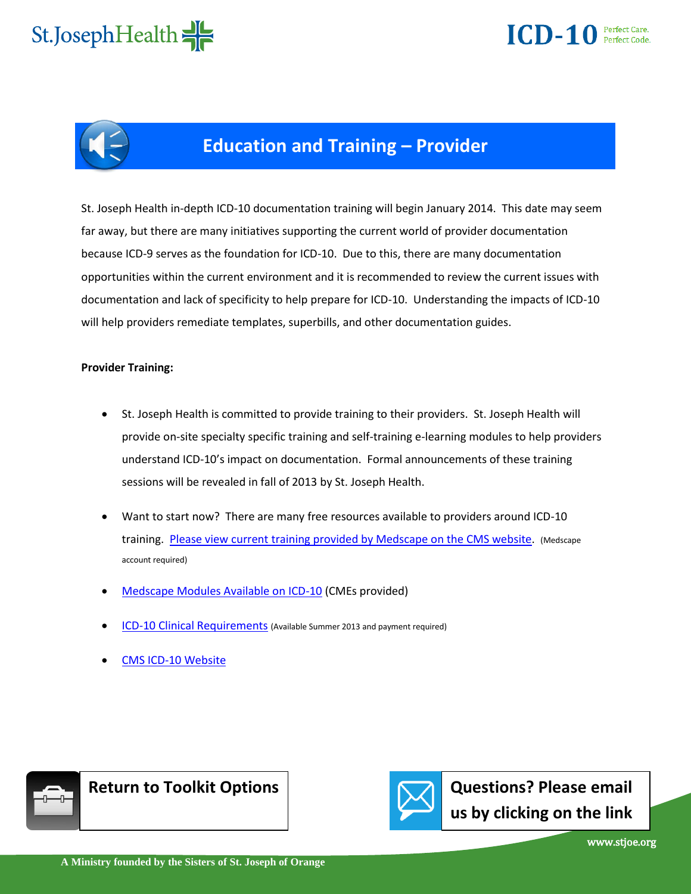# Education and Training – Provider

St. Joseph Health in-depth ICD-10 documentation training will begin January 2014. This date may seem far away, but there are many initiatives supporting the current world of provider documentation because ICD-9 serves as the foundation for ICD-10. Due to this, there are many documentation opportunities within the current environment and it is recommended to review the current issues with documentation and lack of specificity to help prepare for ICD-10. Understanding the impacts of ICD-10 will help providers remediate templates, superbills, and other documentation guides.

**Provider Training:**

- St. Joseph Health is committed to provide training to their providers. St. Joseph Health will provide on-site specialty specific training and self-training e-learning modules to help providers understand ICD-10's impact on documentation. Formal announcements of these training sessions will be revealed in fall of 2013 by St. Joseph Health.
- Want to start now? There are many free resources available to providers around ICD-10 training. Please view current training provided by Medscape on the CMS website. (Medscape account required)
- Medscape Modules Available on ICD-10 (CMEs provided)
- ICD-10 Clinical Requirements (Available Summer 2013 and payment required)
- CMS ICD-10 Website

**Return to Toolkit Options**

**Questions? Please email us by clicking on the link**

www.stjoe.org

A Ministry founded by the Sisters of St. Joseph of Orange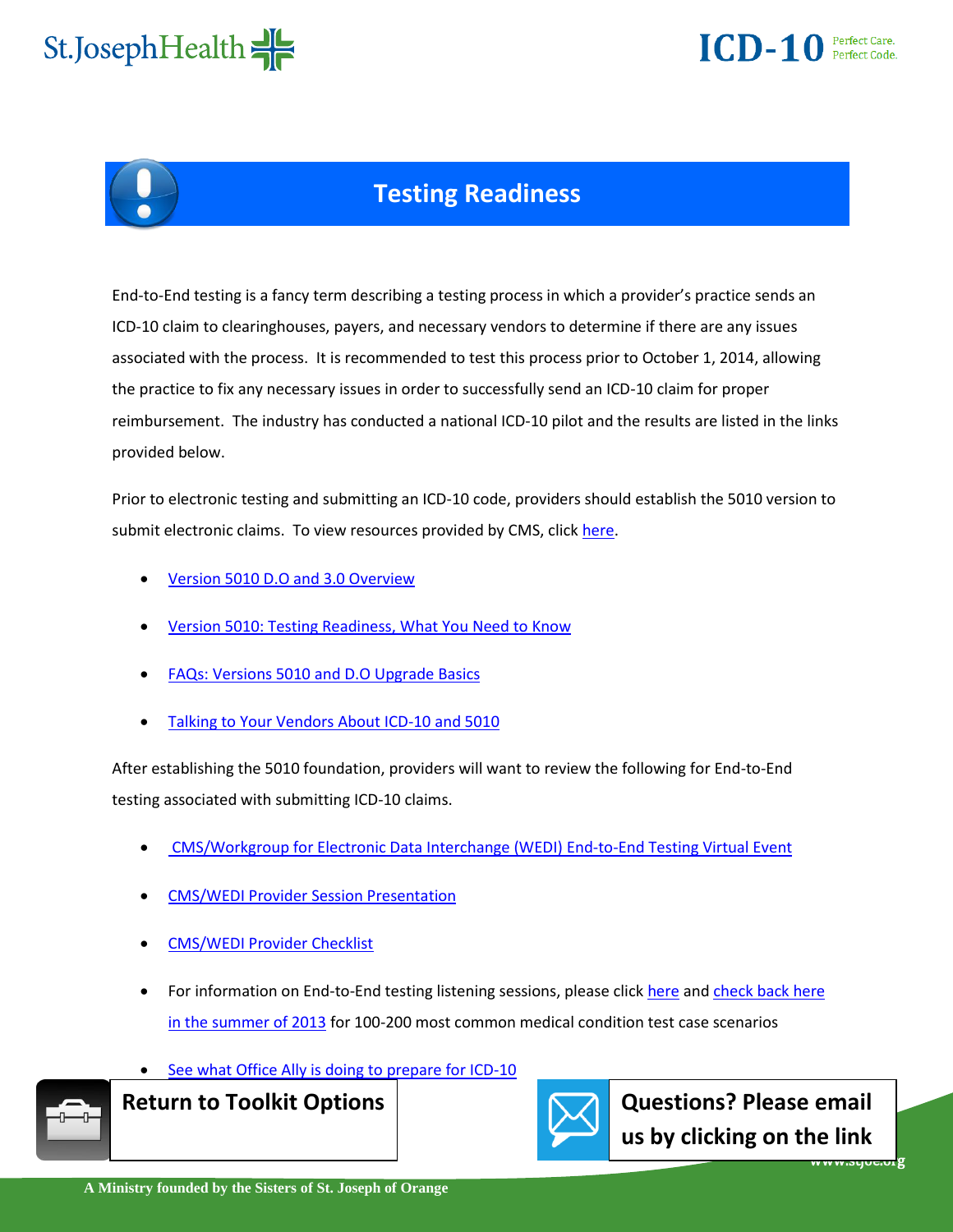# Testing Readiness

End-to-End testing is a fancy term describing a testing process in which a provider's practice sends an ICD-10 claim to clearinghouses, payers, and necessary vendors to determine if there are any issues associated with the process. It is recommended to test this process prior to October 1, 2014, allowing the practice to fix any necessary issues in order to successfully send an ICD-10 claim for proper reimbursement. The industry has conducted a national ICD-10 pilot and the results are listed in the links provided below.

Prior to electronic testing and submitting an ICD-10 code, providers should establish the 5010 version to submit electronic claims. To view resources provided by CMS, click here.

- Version 5010 D.O and 3.0 Overview
- Version 5010: Testing Readiness, What You Need to Know
- FAQs: Versions 5010 and D.O Upgrade Basics
- Talking to Your Vendors About ICD-10 and 5010

After establishing the 5010 foundation, providers will want to review the following for End-to-End testing associated with submitting ICD-10 claims.

- CMS/Workgroup for Electronic Data Interchange (WEDI) End-to-End Testing Virtual Event
- CMS/WEDI Provider Session Presentation
- CMS/WEDI Provider Checklist
- For information on End-to-End testing listening sessions, please click here and check back here in the summer of 2013 for 100-200 most common medical condition test case scenarios
- See what Office Ally is doing to prepare for ICD-10

**Return to Toolkit Options**

**Questions? Please email us by clicking on the link**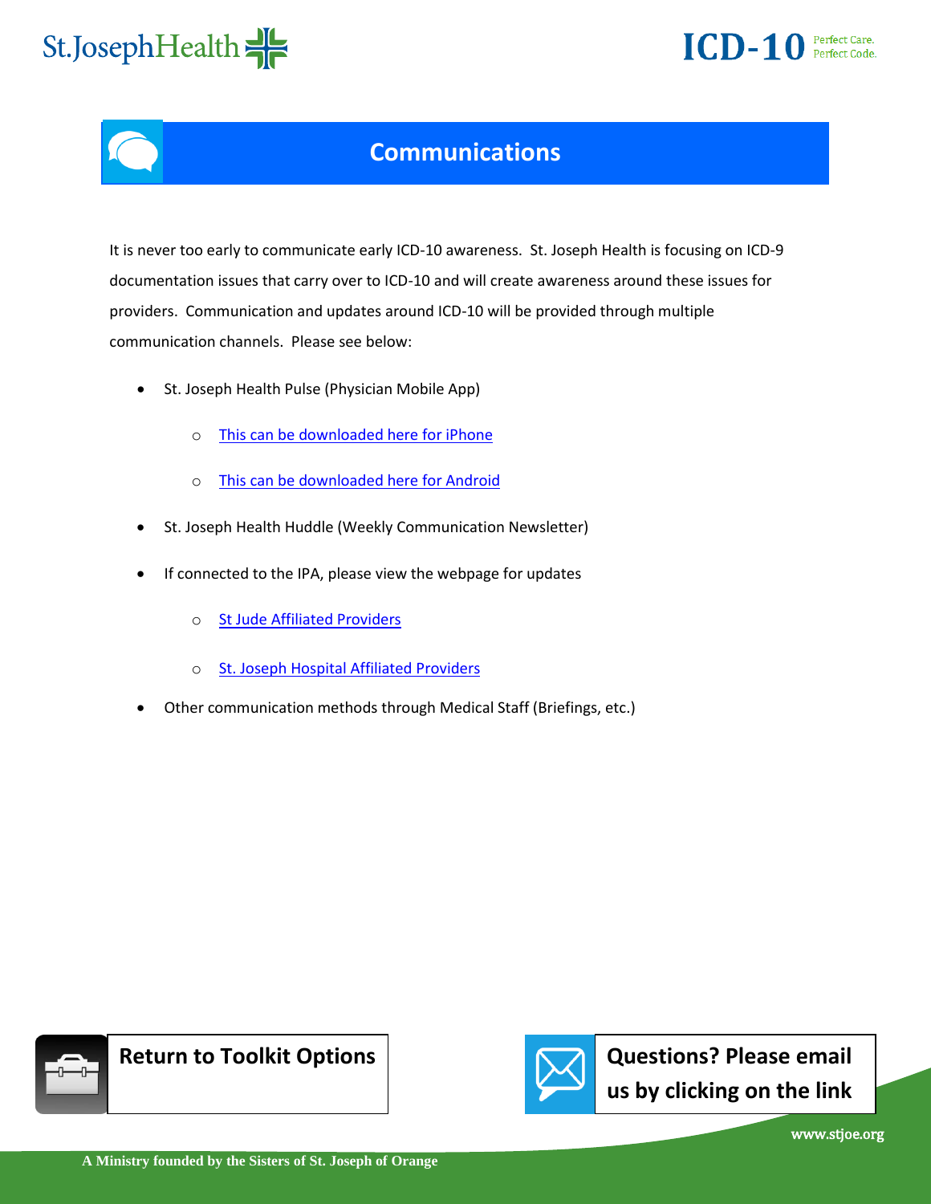# Communications

It is never too early to communicate early ICD-10 awareness. St. Joseph Health is focusing on ICD-9 documentation issues that carry over to ICD-10 and will create awareness around these issues for providers. Communication and updates around ICD-10 will be provided through multiple communication channels. Please see below:

- St. Joseph Health Pulse (Physician Mobile App)
  - This can be downloaded here for iPhone
  - This can be downloaded here for Android
- St. Joseph Health Huddle (Weekly Communication Newsletter)
- If connected to the IPA, please view the webpage for updates
  - St Jude Affiliated Providers
  - St. Joseph Hospital Affiliated Providers
- Other communication methods through Medical Staff (Briefings, etc.)

**Return to Toolkit Options**

**Questions? Please email us by clicking on the link**

www.stjoe.org

A Ministry founded by the Sisters of St. Joseph of Orange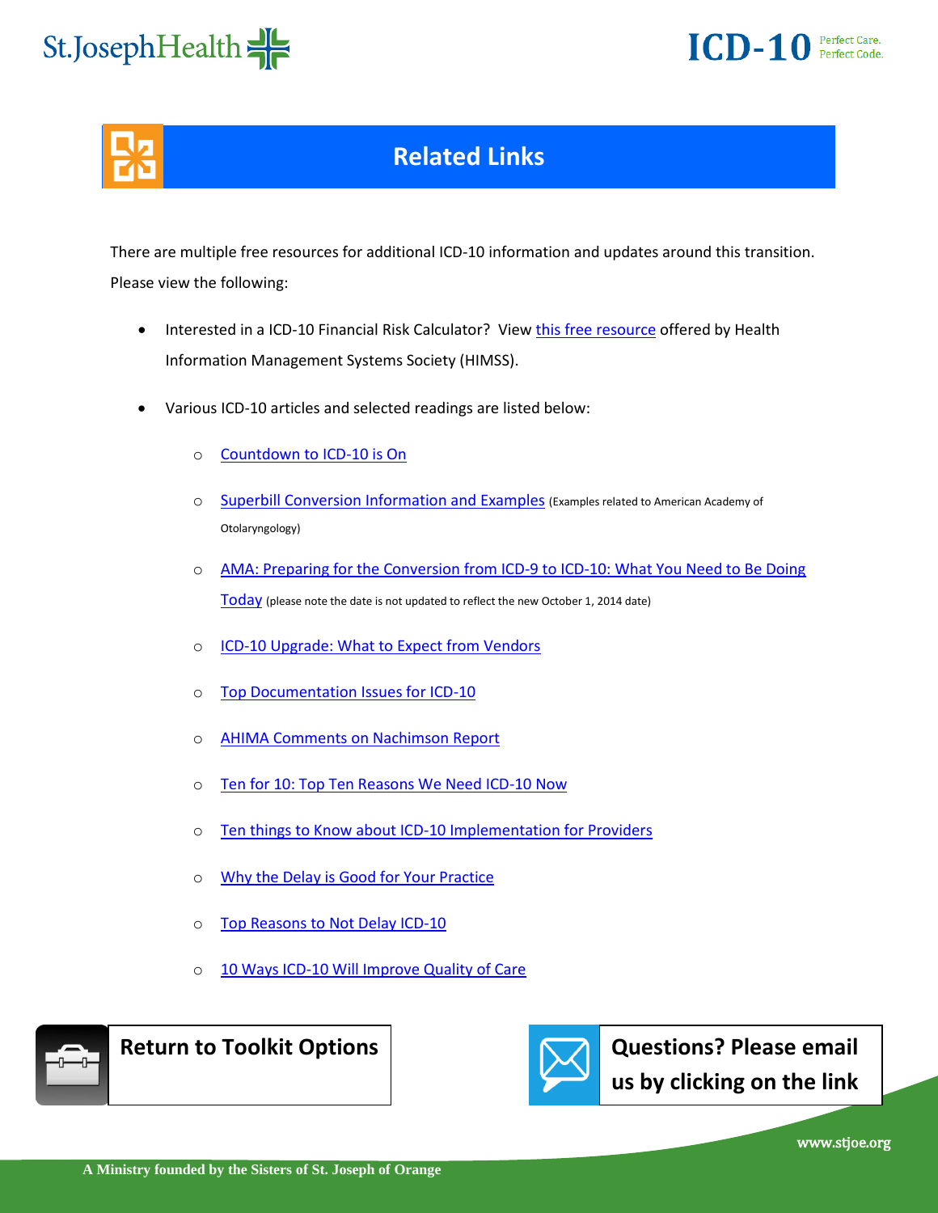## Related Links

There are multiple free resources for additional ICD-10 information and updates around this transition. Please view the following:

- Interested in a ICD-10 Financial Risk Calculator? View this free resource offered by Health Information Management Systems Society (HIMSS).
- Various ICD-10 articles and selected readings are listed below:
  - Countdown to ICD-10 is On
  - Superbill Conversion Information and Examples (Examples related to American Academy of Otolaryngology)
  - AMA: Preparing for the Conversion from ICD-9 to ICD-10: What You Need to Be Doing Today (please note the date is not updated to reflect the new October 1, 2014 date)
  - ICD-10 Upgrade: What to Expect from Vendors
  - Top Documentation Issues for ICD-10
  - AHIMA Comments on Nachimson Report
  - Ten for 10: Top Ten Reasons We Need ICD-10 Now
  - Ten things to Know about ICD-10 Implementation for Providers
  - Why the Delay is Good for Your Practice
  - Top Reasons to Not Delay ICD-10
  - 10 Ways ICD-10 Will Improve Quality of Care

**Return to Toolkit Options**

**Questions? Please email us by clicking on the link**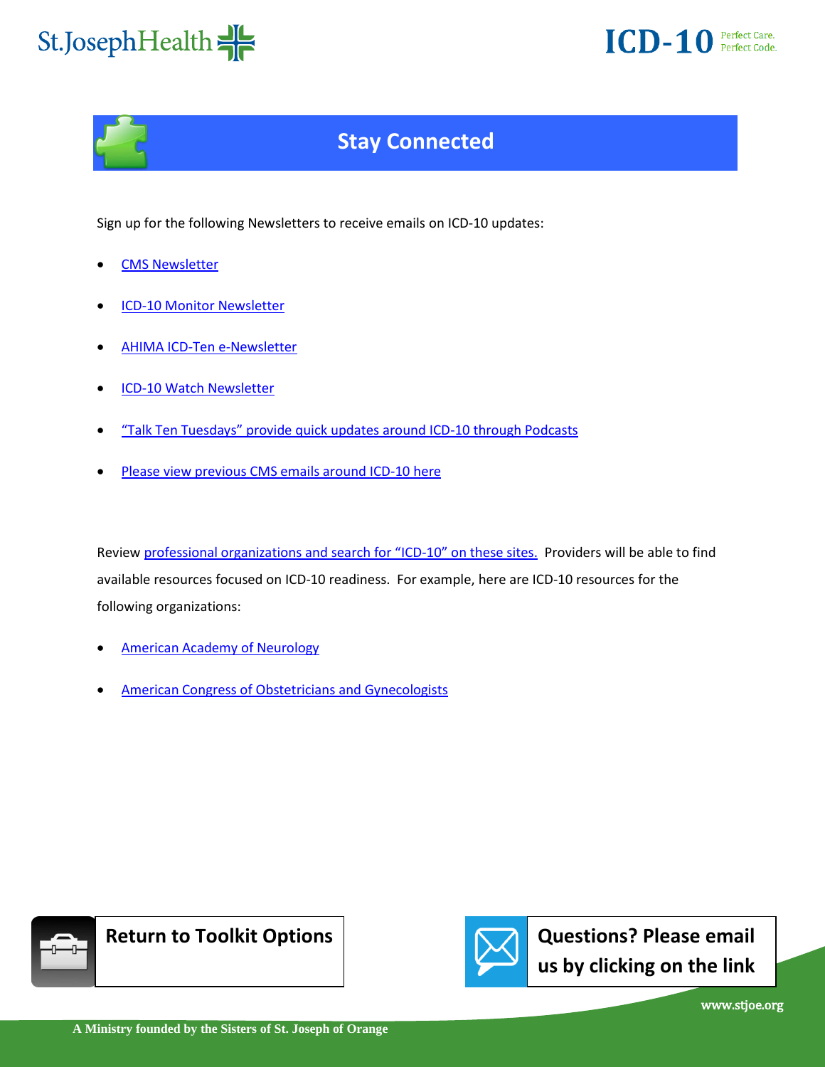## Stay Connected

Sign up for the following Newsletters to receive emails on ICD-10 updates:

- CMS Newsletter
- ICD-10 Monitor Newsletter
- AHIMA ICD-Ten e-Newsletter
- ICD-10 Watch Newsletter
- "Talk Ten Tuesdays" provide quick updates around ICD-10 through Podcasts
- Please view previous CMS emails around ICD-10 here

Review professional organizations and search for "ICD-10" on these sites. Providers will be able to find available resources focused on ICD-10 readiness. For example, here are ICD-10 resources for the following organizations:

- American Academy of Neurology
- American Congress of Obstetricians and Gynecologists

**Return to Toolkit Options**

**Questions? Please email us by clicking on the link**

www.stjoe.org

A Ministry founded by the Sisters of St. Joseph of Orange